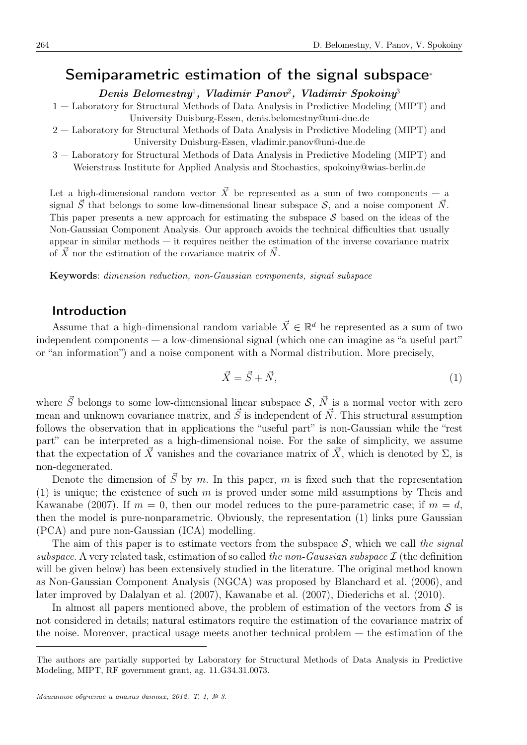# Semiparametric estimation of the signal subspace*

***Denis Belomestny*[1], *Vladimir Panov*[2], *Vladimir Spokoiny*[3]**

1 — Laboratory for Structural Methods of Data Analysis in Predictive Modeling (MIPT) and University Duisburg-Essen, denis.belomestny@uni-due.de

2 — Laboratory for Structural Methods of Data Analysis in Predictive Modeling (MIPT) and University Duisburg-Essen, vladimir.panov@uni-due.de

3 — Laboratory for Structural Methods of Data Analysis in Predictive Modeling (MIPT) and Weierstrass Institute for Applied Analysis and Stochastics, spokoiny@wias-berlin.de

Let a high-dimensional random vector $\vec{X}$ be represented as a sum of two components — a signal $\vec{S}$ that belongs to some low-dimensional linear subspace $\mathcal{S}$, and a noise component $\vec{N}$. This paper presents a new approach for estimating the subspace $\mathcal{S}$ based on the ideas of the Non-Gaussian Component Analysis. Our approach avoids the technical difficulties that usually appear in similar methods — it requires neither the estimation of the inverse covariance matrix of $\vec{X}$ nor the estimation of the covariance matrix of $\vec{N}$.

**Keywords**: *dimension reduction, non-Gaussian components, signal subspace*

## Introduction

Assume that a high-dimensional random variable $\vec{X} \in \mathbb{R}^d$ be represented as a sum of two independent components — a low-dimensional signal (which one can imagine as "a useful part" or "an information") and a noise component with a Normal distribution. More precisely,

$$\vec{X} = \vec{S} + \vec{N}, \tag{1}$$

where $\vec{S}$ belongs to some low-dimensional linear subspace $\mathcal{S}$, $\vec{N}$ is a normal vector with zero mean and unknown covariance matrix, and $\vec{S}$ is independent of $\vec{N}$. This structural assumption follows the observation that in applications the "useful part" is non-Gaussian while the "rest part" can be interpreted as a high-dimensional noise. For the sake of simplicity, we assume that the expectation of $\vec{X}$ vanishes and the covariance matrix of $\vec{X}$, which is denoted by $\Sigma$, is non-degenerated.

Denote the dimension of $\vec{S}$ by $m$. In this paper, $m$ is fixed such that the representation (1) is unique; the existence of such $m$ is proved under some mild assumptions by Theis and Kawanabe (2007). If $m = 0$, then our model reduces to the pure-parametric case; if $m = d$, then the model is pure-nonparametric. Obviously, the representation (1) links pure Gaussian (PCA) and pure non-Gaussian (ICA) modelling.

The aim of this paper is to estimate vectors from the subspace $\mathcal{S}$, which we call *the signal subspace*. A very related task, estimation of so called *the non-Gaussian subspace* $\mathcal{I}$ (the definition will be given below) has been extensively studied in the literature. The original method known as Non-Gaussian Component Analysis (NGCA) was proposed by Blanchard et al. (2006), and later improved by Dalalyan et al. (2007), Kawanabe et al. (2007), Diederichs et al. (2010).

In almost all papers mentioned above, the problem of estimation of the vectors from $\mathcal{S}$ is not considered in details; natural estimators require the estimation of the covariance matrix of the noise. Moreover, practical usage meets another technical problem — the estimation of the

The authors are partially supported by Laboratory for Structural Methods of Data Analysis in Predictive Modeling, MIPT, RF government grant, ag. 11.G34.31.0073.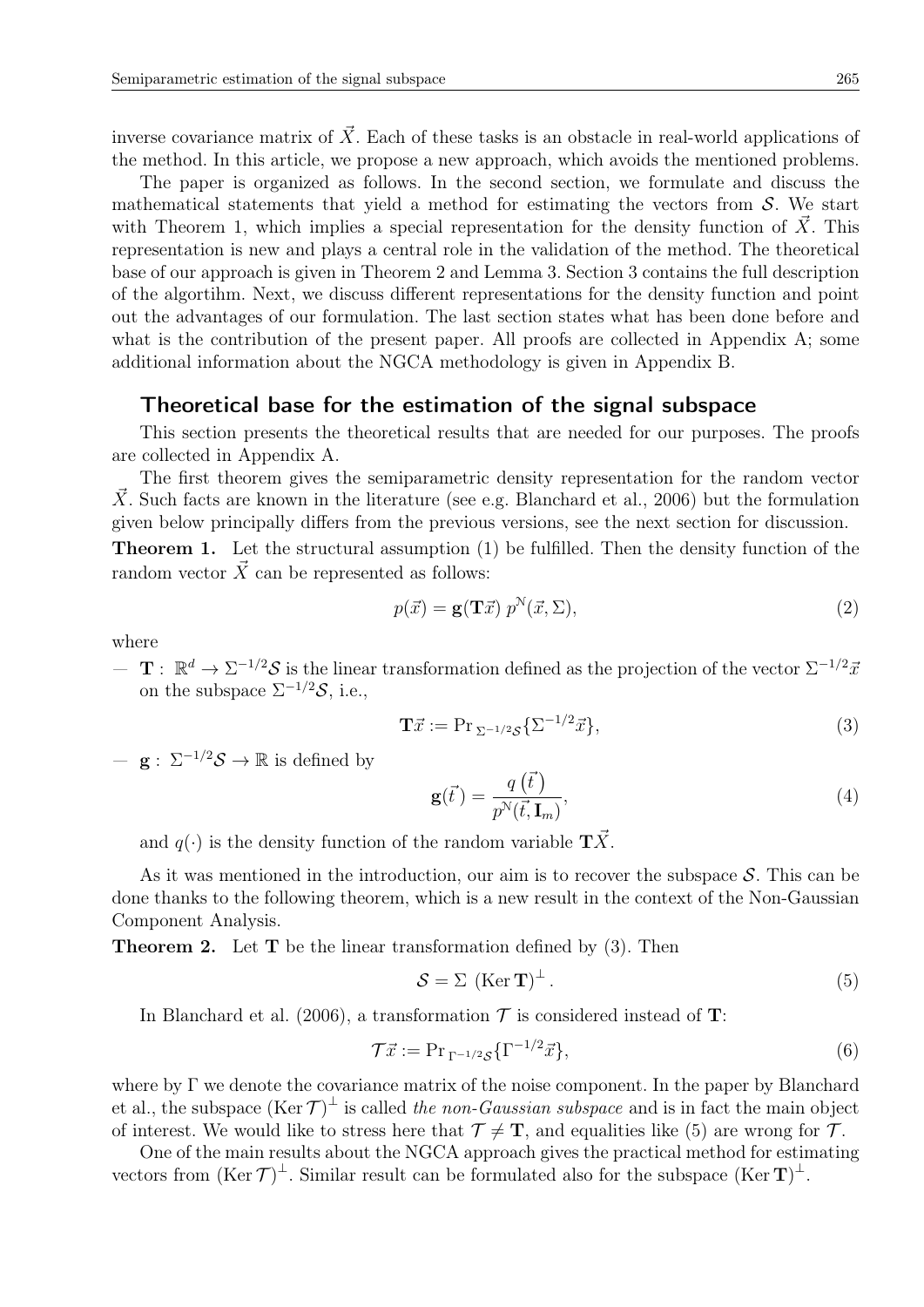inverse covariance matrix of $\vec{X}$. Each of these tasks is an obstacle in real-world applications of the method. In this article, we propose a new approach, which avoids the mentioned problems.

The paper is organized as follows. In the second section, we formulate and discuss the mathematical statements that yield a method for estimating the vectors from $\mathcal{S}$. We start with Theorem 1, which implies a special representation for the density function of $\vec{X}$. This representation is new and plays a central role in the validation of the method. The theoretical base of our approach is given in Theorem 2 and Lemma 3. Section 3 contains the full description of the algortihm. Next, we discuss different representations for the density function and point out the advantages of our formulation. The last section states what has been done before and what is the contribution of the present paper. All proofs are collected in Appendix A; some additional information about the NGCA methodology is given in Appendix B.

## Theoretical base for the estimation of the signal subspace

This section presents the theoretical results that are needed for our purposes. The proofs are collected in Appendix A.

The first theorem gives the semiparametric density representation for the random vector $\vec{X}$. Such facts are known in the literature (see e.g. Blanchard et al., 2006) but the formulation given below principally differs from the previous versions, see the next section for discussion.

**Theorem 1.** Let the structural assumption (1) be fulfilled. Then the density function of the random vector $\vec{X}$ can be represented as follows:

$$p(\vec{x}) = \mathbf{g}(\mathbf{T}\vec{x})\; p^{\mathrm{N}}(\vec{x}, \Sigma), \tag{2}$$

where

- $\mathbf{T} :\ \mathbb{R}^d \to \Sigma^{-1/2}\mathcal{S}$ is the linear transformation defined as the projection of the vector $\Sigma^{-1/2}\vec{x}$ on the subspace $\Sigma^{-1/2}\mathcal{S}$, i.e.,

$$\mathbf{T}\vec{x} := \mathrm{Pr}_{\,\Sigma^{-1/2}\mathcal{S}}\{\Sigma^{-1/2}\vec{x}\}, \tag{3}$$

- $\mathbf{g} :\ \Sigma^{-1/2}\mathcal{S} \to \mathbb{R}$ is defined by

$$\mathbf{g}(\vec{t}\,) = \frac{q\left(\vec{t}\,\right)}{p^{\mathrm{N}}(\vec{t}, \mathbf{I}_m)}, \tag{4}$$

and $q(\cdot)$ is the density function of the random variable $\mathbf{T}\vec{X}$.

As it was mentioned in the introduction, our aim is to recover the subspace $\mathcal{S}$. This can be done thanks to the following theorem, which is a new result in the context of the Non-Gaussian Component Analysis.

**Theorem 2.** Let $\mathbf{T}$ be the linear transformation defined by (3). Then

$$\mathcal{S} = \Sigma\ (\mathrm{Ker}\,\mathbf{T})^{\perp}. \tag{5}$$

In Blanchard et al. (2006), a transformation $\mathcal{T}$ is considered instead of $\mathbf{T}$:

$$\mathcal{T}\vec{x} := \mathrm{Pr}_{\,\Gamma^{-1/2}\mathcal{S}}\{\Gamma^{-1/2}\vec{x}\}, \tag{6}$$

where by $\Gamma$ we denote the covariance matrix of the noise component. In the paper by Blanchard et al., the subspace $(\mathrm{Ker}\,\mathcal{T})^{\perp}$ is called *the non-Gaussian subspace* and is in fact the main object of interest. We would like to stress here that $\mathcal{T} \neq \mathbf{T}$, and equalities like (5) are wrong for $\mathcal{T}$.

One of the main results about the NGCA approach gives the practical method for estimating vectors from $(\mathrm{Ker}\,\mathcal{T})^{\perp}$. Similar result can be formulated also for the subspace $(\mathrm{Ker}\,\mathbf{T})^{\perp}$.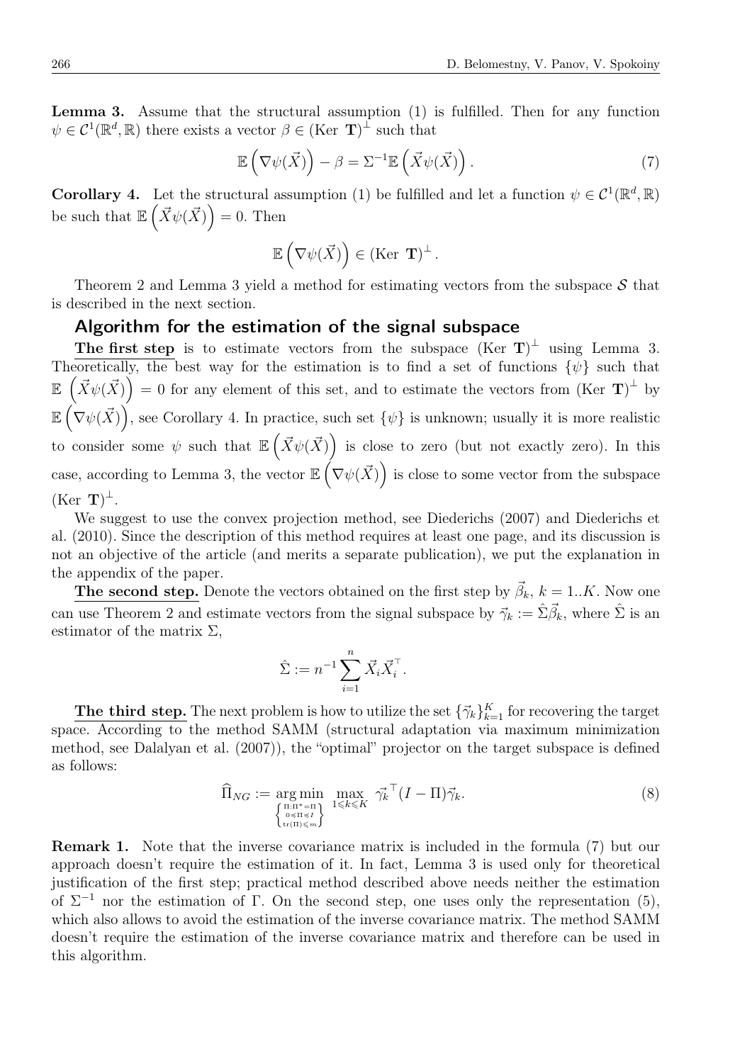**Lemma 3.** Assume that the structural assumption (1) is fulfilled. Then for any function $\psi \in \mathcal{C}^1(\mathbb{R}^d, \mathbb{R})$ there exists a vector $\beta \in (\text{Ker } \mathbf{T})^{\perp}$ such that

$$\mathbb{E}\left(\nabla\psi(\vec{X})\right) - \beta = \Sigma^{-1}\mathbb{E}\left(\vec{X}\psi(\vec{X})\right). \tag{7}$$

**Corollary 4.** Let the structural assumption (1) be fulfilled and let a function $\psi \in \mathcal{C}^1(\mathbb{R}^d, \mathbb{R})$ be such that $\mathbb{E}\left(\vec{X}\psi(\vec{X})\right) = 0$. Then

$$\mathbb{E}\left(\nabla\psi(\vec{X})\right) \in (\text{Ker } \mathbf{T})^{\perp}.$$

Theorem 2 and Lemma 3 yield a method for estimating vectors from the subspace $\mathcal{S}$ that is described in the next section.

## Algorithm for the estimation of the signal subspace

**The first step** is to estimate vectors from the subspace $(\text{Ker } \mathbf{T})^{\perp}$ using Lemma 3. Theoretically, the best way for the estimation is to find a set of functions $\{\psi\}$ such that $\mathbb{E}\left(\vec{X}\psi(\vec{X})\right) = 0$ for any element of this set, and to estimate the vectors from $(\text{Ker } \mathbf{T})^{\perp}$ by $\mathbb{E}\left(\nabla\psi(\vec{X})\right)$, see Corollary 4. In practice, such set $\{\psi\}$ is unknown; usually it is more realistic to consider some $\psi$ such that $\mathbb{E}\left(\vec{X}\psi(\vec{X})\right)$ is close to zero (but not exactly zero). In this case, according to Lemma 3, the vector $\mathbb{E}\left(\nabla\psi(\vec{X})\right)$ is close to some vector from the subspace $(\text{Ker } \mathbf{T})^{\perp}$.

We suggest to use the convex projection method, see Diederichs (2007) and Diederichs et al. (2010). Since the description of this method requires at least one page, and its discussion is not an objective of the article (and merits a separate publication), we put the explanation in the appendix of the paper.

**The second step.** Denote the vectors obtained on the first step by $\vec{\beta}_k$, $k = 1..K$. Now one can use Theorem 2 and estimate vectors from the signal subspace by $\vec{\gamma}_k := \hat{\Sigma}\vec{\beta}_k$, where $\hat{\Sigma}$ is an estimator of the matrix $\Sigma$,

$$\hat{\Sigma} := n^{-1}\sum_{i=1}^{n} \vec{X}_i\vec{X}_i^{\top}.$$

**The third step.** The next problem is how to utilize the set $\{\vec{\gamma}_k\}_{k=1}^{K}$ for recovering the target space. According to the method SAMM (structural adaptation via maximum minimization method, see Dalalyan et al. (2007)), the "optimal" projector on the target subspace is defined as follows:

$$\widehat{\Pi}_{NG} := \underset{\left\{\substack{\Pi:\Pi^* = \Pi \\ 0 \preccurlyeq \Pi \preccurlyeq I \\ \text{tr}(\Pi) \leqslant m}\right\}}{\arg\min} \ \max_{1 \leqslant k \leqslant K} \ \vec{\gamma}_k^{\top}(I - \Pi)\vec{\gamma}_k. \tag{8}$$

**Remark 1.** Note that the inverse covariance matrix is included in the formula (7) but our approach doesn't require the estimation of it. In fact, Lemma 3 is used only for theoretical justification of the first step; practical method described above needs neither the estimation of $\Sigma^{-1}$ nor the estimation of $\Gamma$. On the second step, one uses only the representation (5), which also allows to avoid the estimation of the inverse covariance matrix. The method SAMM doesn't require the estimation of the inverse covariance matrix and therefore can be used in this algorithm.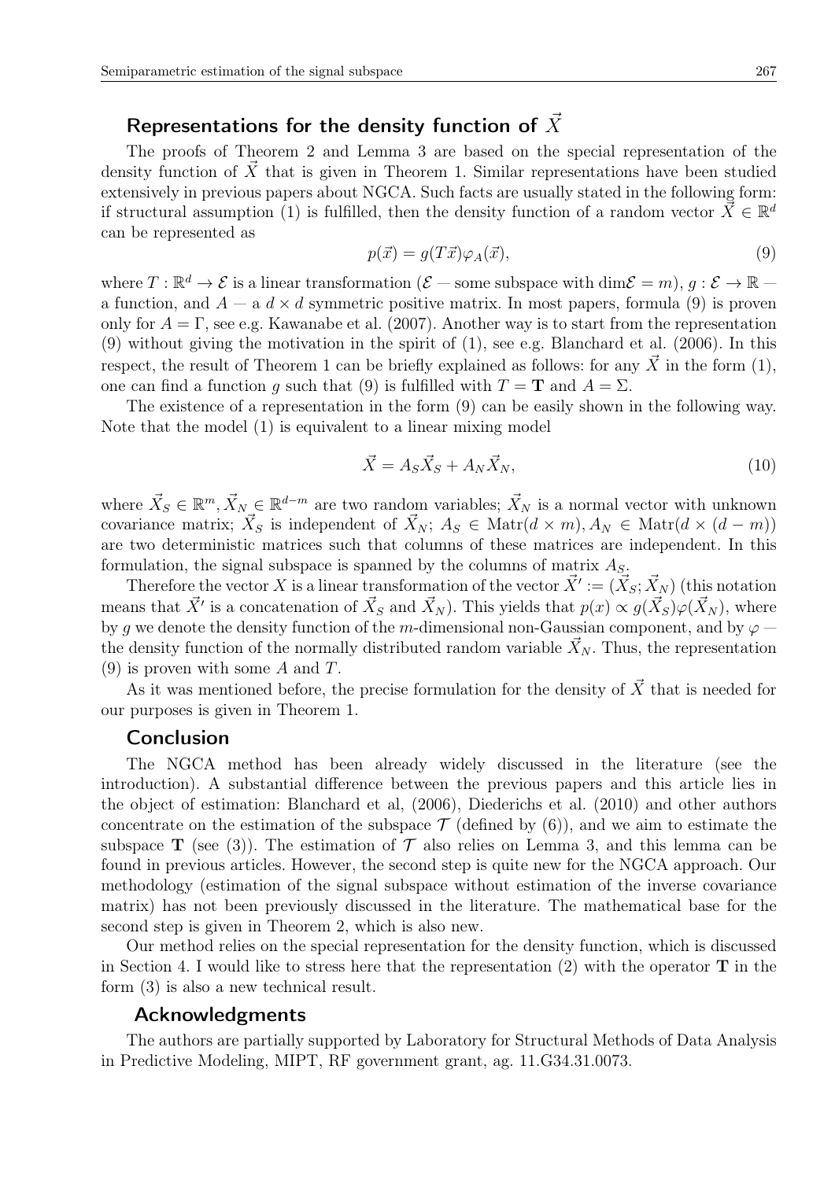## Representations for the density function of $\vec{X}$

The proofs of Theorem 2 and Lemma 3 are based on the special representation of the density function of $\vec{X}$ that is given in Theorem 1. Similar representations have been studied extensively in previous papers about NGCA. Such facts are usually stated in the following form: if structural assumption (1) is fulfilled, then the density function of a random vector $\vec{X} \in \mathbb{R}^d$ can be represented as

$$p(\vec{x}) = g(T\vec{x})\varphi_A(\vec{x}), \tag{9}$$

where $T : \mathbb{R}^d \to \mathcal{E}$ is a linear transformation ($\mathcal{E}$ — some subspace with $\dim\mathcal{E} = m$), $g : \mathcal{E} \to \mathbb{R}$ — a function, and $A$ — a $d \times d$ symmetric positive matrix. In most papers, formula (9) is proven only for $A = \Gamma$, see e.g. Kawanabe et al. (2007). Another way is to start from the representation (9) without giving the motivation in the spirit of (1), see e.g. Blanchard et al. (2006). In this respect, the result of Theorem 1 can be briefly explained as follows: for any $\vec{X}$ in the form (1), one can find a function $g$ such that (9) is fulfilled with $T = \mathbf{T}$ and $A = \Sigma$.

The existence of a representation in the form (9) can be easily shown in the following way. Note that the model (1) is equivalent to a linear mixing model

$$\vec{X} = A_S\vec{X}_S + A_N\vec{X}_N, \tag{10}$$

where $\vec{X}_S \in \mathbb{R}^m, \vec{X}_N \in \mathbb{R}^{d-m}$ are two random variables; $\vec{X}_N$ is a normal vector with unknown covariance matrix; $\vec{X}_S$ is independent of $\vec{X}_N$; $A_S \in \mathrm{Matr}(d \times m), A_N \in \mathrm{Matr}(d \times (d-m))$ are two deterministic matrices such that columns of these matrices are independent. In this formulation, the signal subspace is spanned by the columns of matrix $A_S$.

Therefore the vector $X$ is a linear transformation of the vector $\vec{X}' := (\vec{X}_S; \vec{X}_N)$ (this notation means that $\vec{X}'$ is a concatenation of $\vec{X}_S$ and $\vec{X}_N$). This yields that $p(x) \propto g(\vec{X}_S)\varphi(\vec{X}_N)$, where by $g$ we denote the density function of the $m$-dimensional non-Gaussian component, and by $\varphi$ — the density function of the normally distributed random variable $\vec{X}_N$. Thus, the representation (9) is proven with some $A$ and $T$.

As it was mentioned before, the precise formulation for the density of $\vec{X}$ that is needed for our purposes is given in Theorem 1.

## Conclusion

The NGCA method has been already widely discussed in the literature (see the introduction). A substantial difference between the previous papers and this article lies in the object of estimation: Blanchard et al, (2006), Diederichs et al. (2010) and other authors concentrate on the estimation of the subspace $\mathcal{T}$ (defined by (6)), and we aim to estimate the subspace $\mathbf{T}$ (see (3)). The estimation of $\mathcal{T}$ also relies on Lemma 3, and this lemma can be found in previous articles. However, the second step is quite new for the NGCA approach. Our methodology (estimation of the signal subspace without estimation of the inverse covariance matrix) has not been previously discussed in the literature. The mathematical base for the second step is given in Theorem 2, which is also new.

Our method relies on the special representation for the density function, which is discussed in Section 4. I would like to stress here that the representation (2) with the operator $\mathbf{T}$ in the form (3) is also a new technical result.

## Acknowledgments

The authors are partially supported by Laboratory for Structural Methods of Data Analysis in Predictive Modeling, MIPT, RF government grant, ag. 11.G34.31.0073.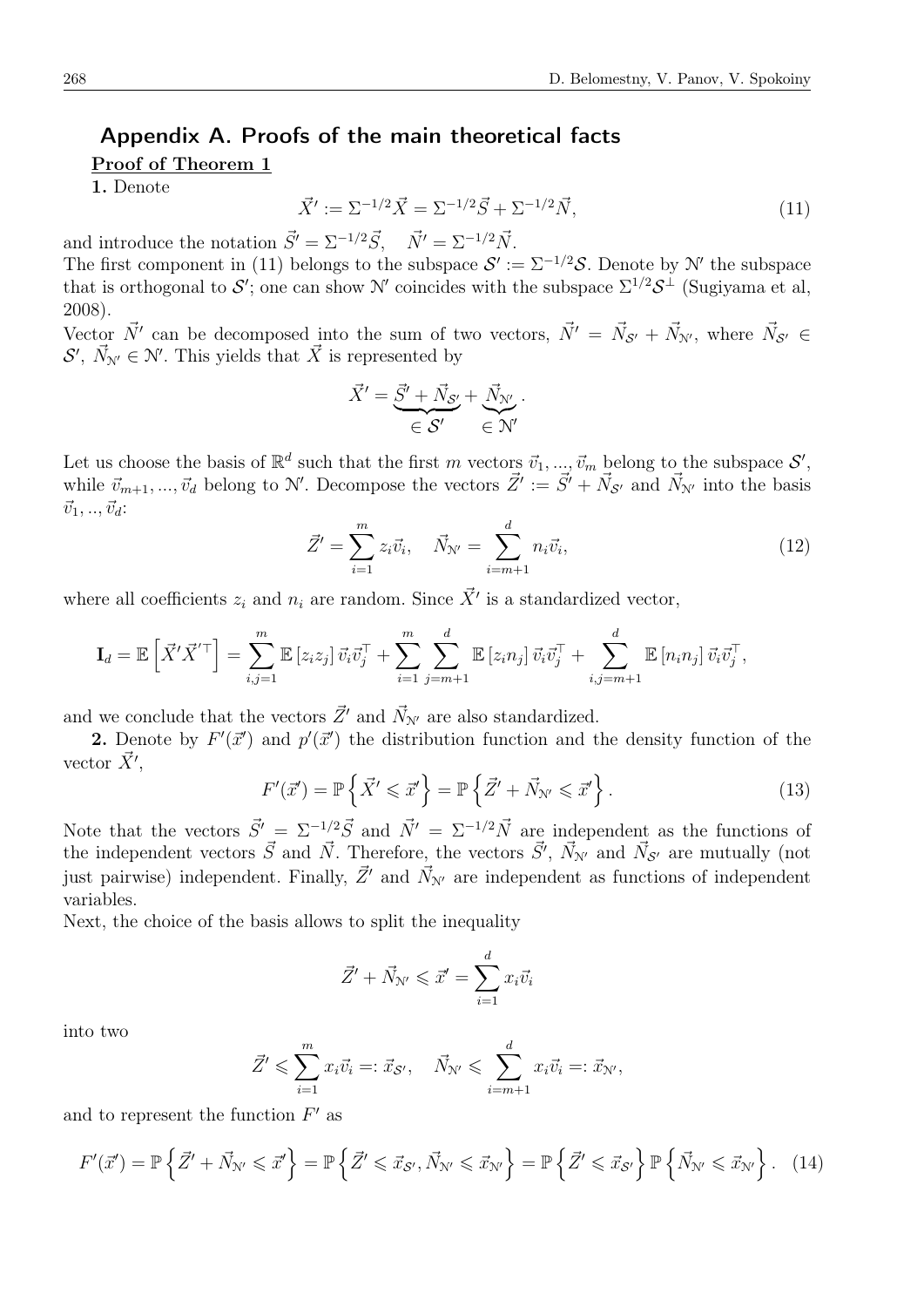## Appendix A. Proofs of the main theoretical facts

**Proof of Theorem 1**

**1.** Denote

$$\vec{X}' := \Sigma^{-1/2}\vec{X} = \Sigma^{-1/2}\vec{S} + \Sigma^{-1/2}\vec{N}, \tag{11}$$

and introduce the notation $\vec{S}' = \Sigma^{-1/2}\vec{S}$, $\quad \vec{N}' = \Sigma^{-1/2}\vec{N}$.

The first component in (11) belongs to the subspace $\mathcal{S}' := \Sigma^{-1/2}\mathcal{S}$. Denote by $\mathcal{N}'$ the subspace that is orthogonal to $\mathcal{S}'$; one can show $\mathcal{N}'$ coincides with the subspace $\Sigma^{1/2}\mathcal{S}^{\perp}$ (Sugiyama et al, 2008).

Vector $\vec{N}'$ can be decomposed into the sum of two vectors, $\vec{N}' = \vec{N}_{\mathcal{S}'} + \vec{N}_{\mathcal{N}'}$, where $\vec{N}_{\mathcal{S}'} \in \mathcal{S}'$, $\vec{N}_{\mathcal{N}'} \in \mathcal{N}'$. This yields that $\vec{X}$ is represented by

$$\vec{X}' = \underbrace{\vec{S}' + \vec{N}_{\mathcal{S}'}}_{\in\, \mathcal{S}'} + \underbrace{\vec{N}_{\mathcal{N}'}}_{\in\, \mathcal{N}'}.$$

Let us choose the basis of $\mathbb{R}^d$ such that the first $m$ vectors $\vec{v}_1, ..., \vec{v}_m$ belong to the subspace $\mathcal{S}'$, while $\vec{v}_{m+1}, ..., \vec{v}_d$ belong to $\mathcal{N}'$. Decompose the vectors $\vec{Z}' := \vec{S}' + \vec{N}_{\mathcal{S}'}$ and $\vec{N}_{\mathcal{N}'}$ into the basis $\vec{v}_1, .., \vec{v}_d$:

$$\vec{Z}' = \sum_{i=1}^{m} z_i \vec{v}_i, \quad \vec{N}_{\mathcal{N}'} = \sum_{i=m+1}^{d} n_i \vec{v}_i, \tag{12}$$

where all coefficients $z_i$ and $n_i$ are random. Since $\vec{X}'$ is a standardized vector,

$$\mathbf{I}_d = \mathbb{E}\left[\vec{X}'\vec{X}'^{\top}\right] = \sum_{i,j=1}^{m} \mathbb{E}\left[z_i z_j\right] \vec{v}_i \vec{v}_j^{\top} + \sum_{i=1}^{m}\sum_{j=m+1}^{d} \mathbb{E}\left[z_i n_j\right] \vec{v}_i \vec{v}_j^{\top} + \sum_{i,j=m+1}^{d} \mathbb{E}\left[n_i n_j\right] \vec{v}_i \vec{v}_j^{\top},$$

and we conclude that the vectors $\vec{Z}'$ and $\vec{N}_{\mathcal{N}'}$ are also standardized.

**2.** Denote by $F'(\vec{x}')$ and $p'(\vec{x}')$ the distribution function and the density function of the vector $\vec{X}'$,

$$F'(\vec{x}') = \mathbb{P}\left\{\vec{X}' \leqslant \vec{x}'\right\} = \mathbb{P}\left\{\vec{Z}' + \vec{N}_{\mathcal{N}'} \leqslant \vec{x}'\right\}. \tag{13}$$

Note that the vectors $\vec{S}' = \Sigma^{-1/2}\vec{S}$ and $\vec{N}' = \Sigma^{-1/2}\vec{N}$ are independent as the functions of the independent vectors $\vec{S}$ and $\vec{N}$. Therefore, the vectors $\vec{S}'$, $\vec{N}_{\mathcal{N}'}$ and $\vec{N}_{\mathcal{S}'}$ are mutually (not just pairwise) independent. Finally, $\vec{Z}'$ and $\vec{N}_{\mathcal{N}'}$ are independent as functions of independent variables.

Next, the choice of the basis allows to split the inequality

$$\vec{Z}' + \vec{N}_{\mathcal{N}'} \leqslant \vec{x}' = \sum_{i=1}^{d} x_i \vec{v}_i$$

into two

$$\vec{Z}' \leqslant \sum_{i=1}^{m} x_i \vec{v}_i =: \vec{x}_{\mathcal{S}'}, \quad \vec{N}_{\mathcal{N}'} \leqslant \sum_{i=m+1}^{d} x_i \vec{v}_i =: \vec{x}_{\mathcal{N}'},$$

and to represent the function $F'$ as

$$F'(\vec{x}') = \mathbb{P}\left\{\vec{Z}' + \vec{N}_{\mathcal{N}'} \leqslant \vec{x}'\right\} = \mathbb{P}\left\{\vec{Z}' \leqslant \vec{x}_{\mathcal{S}'}, \vec{N}_{\mathcal{N}'} \leqslant \vec{x}_{\mathcal{N}'}\right\} = \mathbb{P}\left\{\vec{Z}' \leqslant \vec{x}_{\mathcal{S}'}\right\}\mathbb{P}\left\{\vec{N}_{\mathcal{N}'} \leqslant \vec{x}_{\mathcal{N}'}\right\}. \tag{14}$$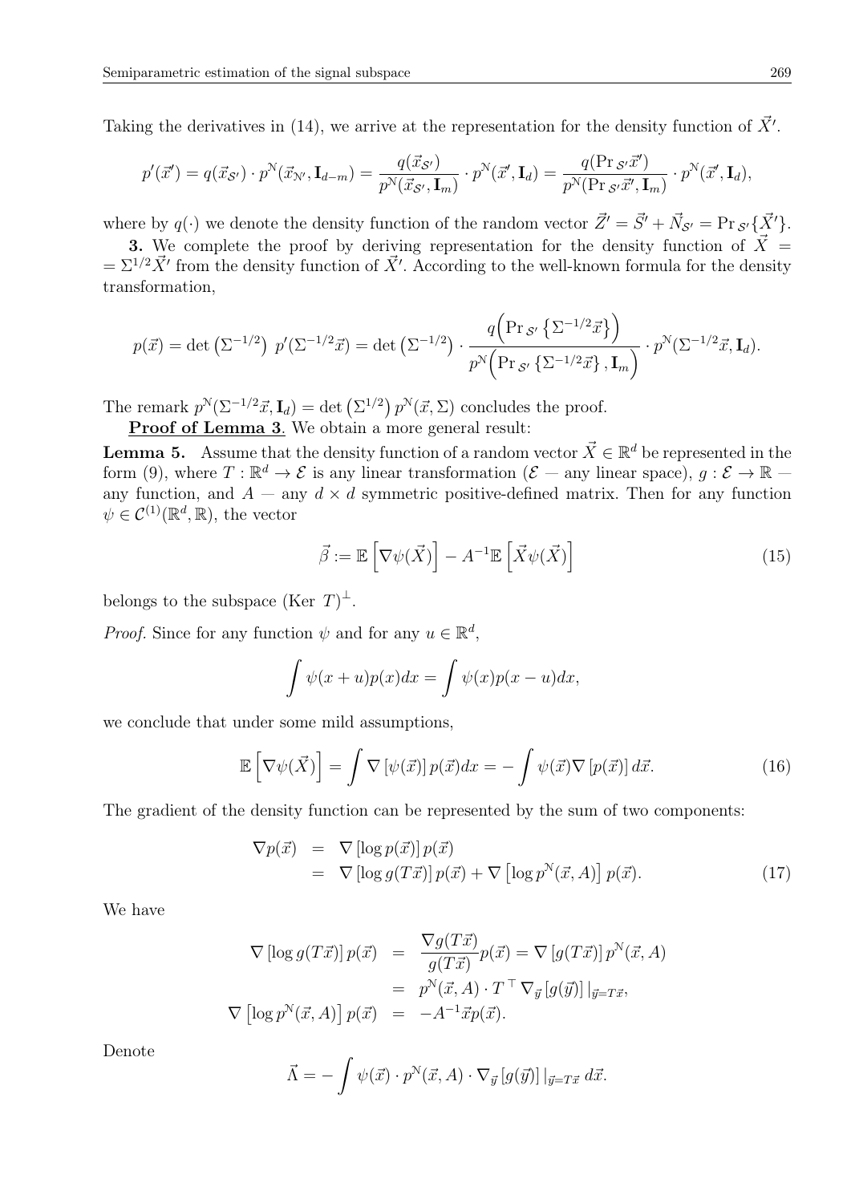Taking the derivatives in (14), we arrive at the representation for the density function of $\vec{X}'$.

$$
p'(\vec{x}') = q(\vec{x}_{\mathcal{S}'}) \cdot p^{\mathcal{N}}(\vec{x}_{\mathcal{N}'}, \mathbf{I}_{d-m}) = \frac{q(\vec{x}_{\mathcal{S}'})}{p^{\mathcal{N}}(\vec{x}_{\mathcal{S}'}, \mathbf{I}_m)} \cdot p^{\mathcal{N}}(\vec{x}', \mathbf{I}_d) = \frac{q(\mathrm{Pr}_{\mathcal{S}'}\vec{x}')}{p^{\mathcal{N}}(\mathrm{Pr}_{\mathcal{S}'}\vec{x}', \mathbf{I}_m)} \cdot p^{\mathcal{N}}(\vec{x}', \mathbf{I}_d),
$$

where by $q(\cdot)$ we denote the density function of the random vector $\vec{Z}' = \vec{S}' + \vec{N}_{\mathcal{S}'} = \mathrm{Pr}_{\mathcal{S}'}\{\vec{X}'\}$.

**3.** We complete the proof by deriving representation for the density function of $\vec{X} = \Sigma^{1/2}\vec{X}'$ from the density function of $\vec{X}'$. According to the well-known formula for the density transformation,

$$
p(\vec{x}) = \det\left(\Sigma^{-1/2}\right)\, p'(\Sigma^{-1/2}\vec{x}) = \det\left(\Sigma^{-1/2}\right) \cdot \frac{q\Big(\mathrm{Pr}_{\mathcal{S}'}\left\{\Sigma^{-1/2}\vec{x}\right\}\Big)}{p^{\mathcal{N}}\Big(\mathrm{Pr}_{\mathcal{S}'}\left\{\Sigma^{-1/2}\vec{x}\right\}, \mathbf{I}_m\Big)} \cdot p^{\mathcal{N}}(\Sigma^{-1/2}\vec{x}, \mathbf{I}_d).
$$

The remark $p^{\mathcal{N}}(\Sigma^{-1/2}\vec{x}, \mathbf{I}_d) = \det\left(\Sigma^{1/2}\right) p^{\mathcal{N}}(\vec{x}, \Sigma)$ concludes the proof.

**Proof of Lemma 3**. We obtain a more general result:

**Lemma 5.** Assume that the density function of a random vector $\vec{X} \in \mathbb{R}^d$ be represented in the form (9), where $T : \mathbb{R}^d \to \mathcal{E}$ is any linear transformation ($\mathcal{E}$ — any linear space), $g : \mathcal{E} \to \mathbb{R}$ — any function, and $A$ — any $d \times d$ symmetric positive-defined matrix. Then for any function $\psi \in \mathcal{C}^{(1)}(\mathbb{R}^d, \mathbb{R})$, the vector

$$
\vec{\beta} := \mathbb{E}\left[\nabla\psi(\vec{X})\right] - A^{-1}\mathbb{E}\left[\vec{X}\psi(\vec{X})\right] \tag{15}
$$

belongs to the subspace $(\mathrm{Ker}\ T)^{\perp}$.

*Proof.* Since for any function $\psi$ and for any $u \in \mathbb{R}^d$,

$$
\int \psi(x+u)p(x)dx = \int \psi(x)p(x-u)dx,
$$

we conclude that under some mild assumptions,

$$
\mathbb{E}\left[\nabla\psi(\vec{X})\right] = \int \nabla\left[\psi(\vec{x})\right] p(\vec{x})dx = -\int \psi(\vec{x})\nabla\left[p(\vec{x})\right] d\vec{x}. \tag{16}
$$

The gradient of the density function can be represented by the sum of two components:

$$
\begin{aligned}
\nabla p(\vec{x}) &= \nabla\left[\log p(\vec{x})\right] p(\vec{x}) \\
&= \nabla\left[\log g(T\vec{x})\right] p(\vec{x}) + \nabla\left[\log p^{\mathcal{N}}(\vec{x}, A)\right] p(\vec{x}).
\end{aligned} \tag{17}
$$

We have

$$
\begin{aligned}
\nabla\left[\log g(T\vec{x})\right] p(\vec{x}) &= \frac{\nabla g(T\vec{x})}{g(T\vec{x})} p(\vec{x}) = \nabla\left[g(T\vec{x})\right] p^{\mathcal{N}}(\vec{x}, A) \\
&= p^{\mathcal{N}}(\vec{x}, A) \cdot T^{\top}\nabla_{\vec{y}}\left[g(\vec{y})\right]|_{\vec{y}=T\vec{x}}, \\
\nabla\left[\log p^{\mathcal{N}}(\vec{x}, A)\right] p(\vec{x}) &= -A^{-1}\vec{x}p(\vec{x}).
\end{aligned}
$$

Denote

$$
\vec{\Lambda} = -\int \psi(\vec{x}) \cdot p^{\mathcal{N}}(\vec{x}, A) \cdot \nabla_{\vec{y}}\left[g(\vec{y})\right]|_{\vec{y}=T\vec{x}}\ d\vec{x}.
$$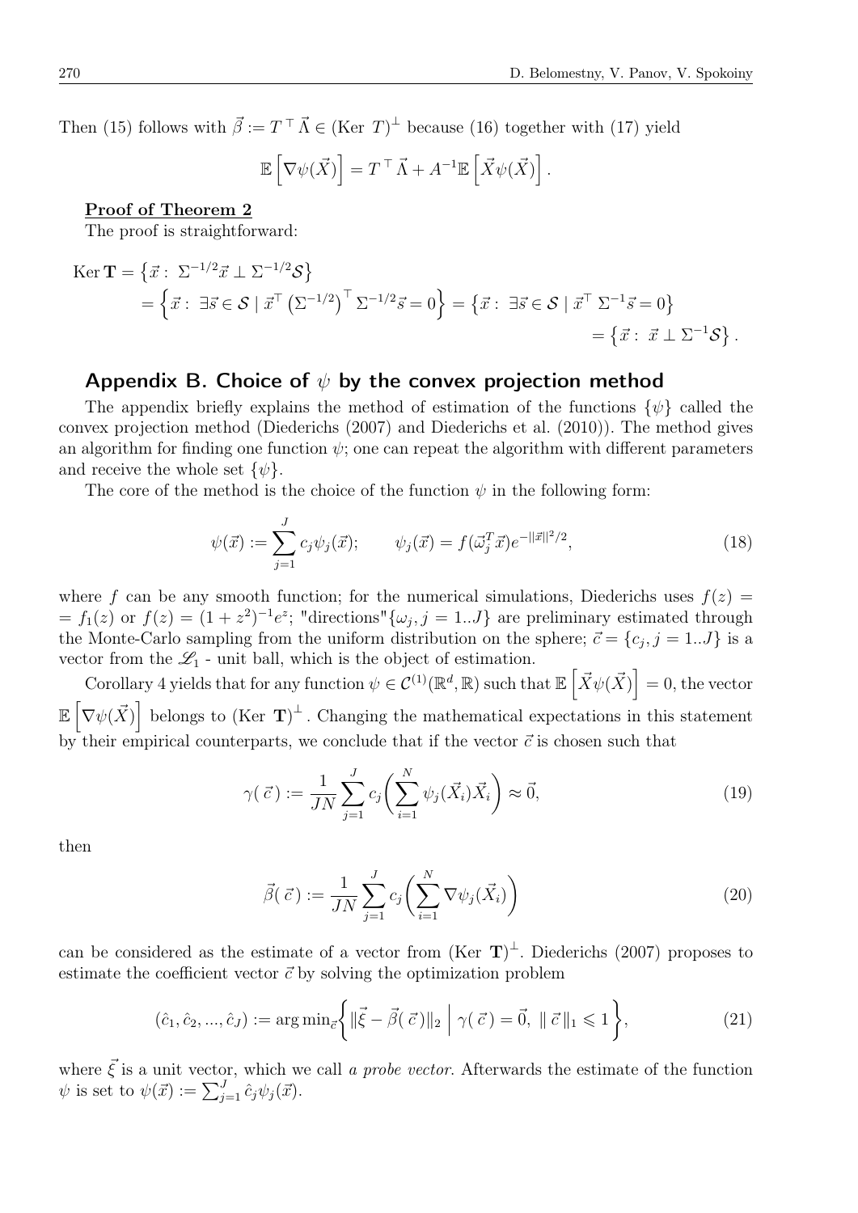Then (15) follows with $\vec{\beta} := T^\top \vec{\Lambda} \in (\text{Ker } T)^\perp$ because (16) together with (17) yield

$$\mathbb{E}\left[\nabla\psi(\vec{X})\right] = T^\top \vec{\Lambda} + A^{-1}\mathbb{E}\left[\vec{X}\psi(\vec{X})\right].$$

**Proof of Theorem 2**

The proof is straightforward:

$$\begin{aligned}
\text{Ker } \mathbf{T} &= \left\{\vec{x} :\ \Sigma^{-1/2}\vec{x} \perp \Sigma^{-1/2}\mathcal{S}\right\} \\
&= \left\{\vec{x} :\ \exists \vec{s} \in \mathcal{S} \mid \vec{x}^\top \left(\Sigma^{-1/2}\right)^\top \Sigma^{-1/2}\vec{s} = 0\right\} = \left\{\vec{x} :\ \exists \vec{s} \in \mathcal{S} \mid \vec{x}^\top\, \Sigma^{-1}\vec{s} = 0\right\} \\
&= \left\{\vec{x} :\ \vec{x} \perp \Sigma^{-1}\mathcal{S}\right\}.
\end{aligned}$$

## Appendix B. Choice of $\psi$ by the convex projection method

The appendix briefly explains the method of estimation of the functions $\{\psi\}$ called the convex projection method (Diederichs (2007) and Diederichs et al. (2010)). The method gives an algorithm for finding one function $\psi$; one can repeat the algorithm with different parameters and receive the whole set $\{\psi\}$.

The core of the method is the choice of the function $\psi$ in the following form:

$$\psi(\vec{x}) := \sum_{j=1}^{J} c_j \psi_j(\vec{x}); \qquad \psi_j(\vec{x}) = f(\vec{\omega}_j^T \vec{x}) e^{-\|\vec{x}\|^2/2}, \tag{18}$$

where $f$ can be any smooth function; for the numerical simulations, Diederichs uses $f(z) = f_1(z)$ or $f(z) = (1+z^2)^{-1}e^z$; "directions"$\{\omega_j, j = 1..J\}$ are preliminary estimated through the Monte-Carlo sampling from the uniform distribution on the sphere; $\vec{c} = \{c_j, j = 1..J\}$ is a vector from the $\mathscr{L}_1$ - unit ball, which is the object of estimation.

Corollary 4 yields that for any function $\psi \in \mathcal{C}^{(1)}(\mathbb{R}^d, \mathbb{R})$ such that $\mathbb{E}\left[\vec{X}\psi(\vec{X})\right] = 0$, the vector $\mathbb{E}\left[\nabla\psi(\vec{X})\right]$ belongs to $(\text{Ker } \mathbf{T})^\perp$. Changing the mathematical expectations in this statement by their empirical counterparts, we conclude that if the vector $\vec{c}$ is chosen such that

$$\gamma(\,\vec{c}\,) := \frac{1}{JN}\sum_{j=1}^{J} c_j \left(\sum_{i=1}^{N} \psi_j(\vec{X}_i)\vec{X}_i\right) \approx \vec{0}, \tag{19}$$

then

$$\vec{\beta}(\,\vec{c}\,) := \frac{1}{JN}\sum_{j=1}^{J} c_j \left(\sum_{i=1}^{N} \nabla\psi_j(\vec{X}_i)\right) \tag{20}$$

can be considered as the estimate of a vector from $(\text{Ker } \mathbf{T})^\perp$. Diederichs (2007) proposes to estimate the coefficient vector $\vec{c}$ by solving the optimization problem

$$(\hat{c}_1, \hat{c}_2, ..., \hat{c}_J) := \arg\min_{\vec{c}} \left\{ \|\vec{\xi} - \vec{\beta}(\,\vec{c}\,)\|_2 \;\middle|\; \gamma(\,\vec{c}\,) = \vec{0},\ \|\,\vec{c}\,\|_1 \leqslant 1 \right\}, \tag{21}$$

where $\vec{\xi}$ is a unit vector, which we call *a probe vector*. Afterwards the estimate of the function $\psi$ is set to $\psi(\vec{x}) := \sum_{j=1}^{J} \hat{c}_j \psi_j(\vec{x})$.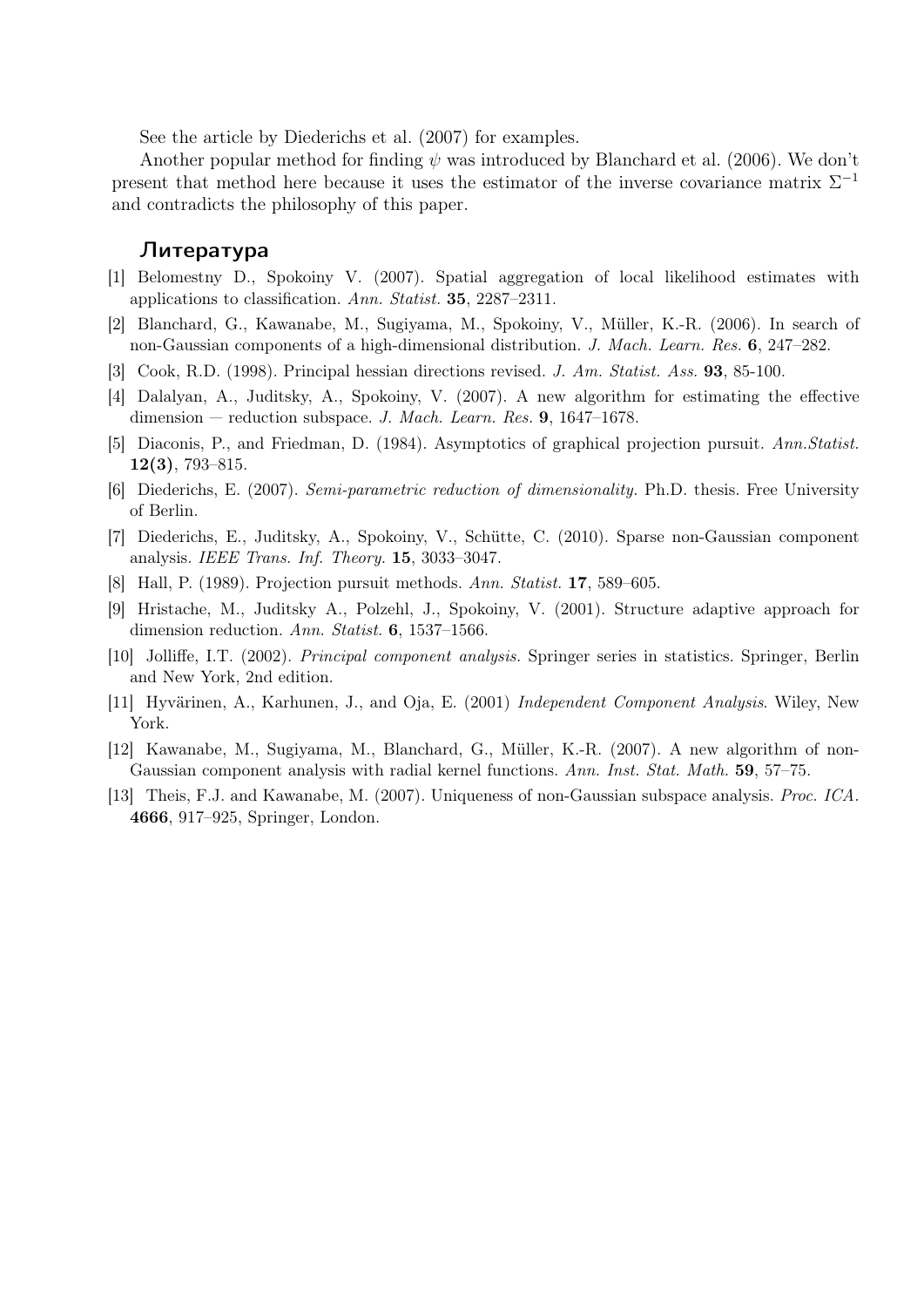See the article by Diederichs et al. (2007) for examples.

Another popular method for finding $\psi$ was introduced by Blanchard et al. (2006). We don't present that method here because it uses the estimator of the inverse covariance matrix $\Sigma^{-1}$ and contradicts the philosophy of this paper.

## Литература

[1] Belomestny D., Spokoiny V. (2007). Spatial aggregation of local likelihood estimates with applications to classification. *Ann. Statist.* **35**, 2287–2311.

[2] Blanchard, G., Kawanabe, M., Sugiyama, M., Spokoiny, V., Müller, K.-R. (2006). In search of non-Gaussian components of a high-dimensional distribution. *J. Mach. Learn. Res.* **6**, 247–282.

[3] Cook, R.D. (1998). Principal hessian directions revised. *J. Am. Statist. Ass.* **93**, 85-100.

[4] Dalalyan, A., Juditsky, A., Spokoiny, V. (2007). A new algorithm for estimating the effective dimension — reduction subspace. *J. Mach. Learn. Res.* **9**, 1647–1678.

[5] Diaconis, P., and Friedman, D. (1984). Asymptotics of graphical projection pursuit. *Ann.Statist.* **12(3)**, 793–815.

[6] Diederichs, E. (2007). *Semi-parametric reduction of dimensionality.* Ph.D. thesis. Free University of Berlin.

[7] Diederichs, E., Juditsky, A., Spokoiny, V., Schütte, C. (2010). Sparse non-Gaussian component analysis. *IEEE Trans. Inf. Theory.* **15**, 3033–3047.

[8] Hall, P. (1989). Projection pursuit methods. *Ann. Statist.* **17**, 589–605.

[9] Hristache, M., Juditsky A., Polzehl, J., Spokoiny, V. (2001). Structure adaptive approach for dimension reduction. *Ann. Statist.* **6**, 1537–1566.

[10] Jolliffe, I.T. (2002). *Principal component analysis.* Springer series in statistics. Springer, Berlin and New York, 2nd edition.

[11] Hyvärinen, A., Karhunen, J., and Oja, E. (2001) *Independent Component Analysis*. Wiley, New York.

[12] Kawanabe, M., Sugiyama, M., Blanchard, G., Müller, K.-R. (2007). A new algorithm of non-Gaussian component analysis with radial kernel functions. *Ann. Inst. Stat. Math.* **59**, 57–75.

[13] Theis, F.J. and Kawanabe, M. (2007). Uniqueness of non-Gaussian subspace analysis. *Proc. ICA.* **4666**, 917–925, Springer, London.